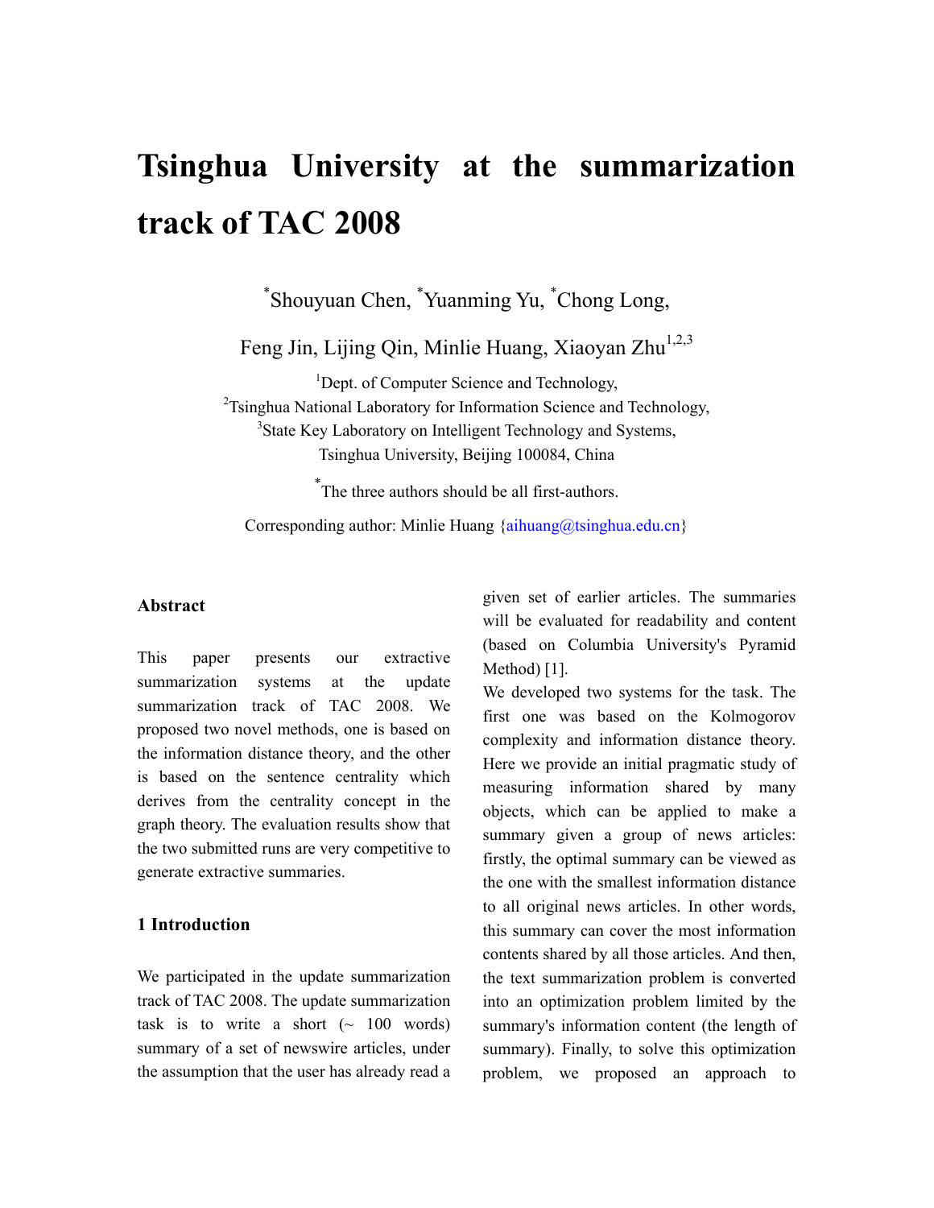# Tsinghua University at the summarization track of TAC 2008

*Shouyuan Chen, *Yuanming Yu, *Chong Long,

Feng Jin, Lijing Qin, Minlie Huang, Xiaoyan Zhu[1,2,3]

[1]Dept. of Computer Science and Technology,
[2]Tsinghua National Laboratory for Information Science and Technology,
[3]State Key Laboratory on Intelligent Technology and Systems,
Tsinghua University, Beijing 100084, China

*The three authors should be all first-authors.

Corresponding author: Minlie Huang {aihuang@tsinghua.edu.cn}

### Abstract

This paper presents our extractive summarization systems at the update summarization track of TAC 2008. We proposed two novel methods, one is based on the information distance theory, and the other is based on the sentence centrality which derives from the centrality concept in the graph theory. The evaluation results show that the two submitted runs are very competitive to generate extractive summaries.

## 1 Introduction

We participated in the update summarization track of TAC 2008. The update summarization task is to write a short (~ 100 words) summary of a set of newswire articles, under the assumption that the user has already read a given set of earlier articles. The summaries will be evaluated for readability and content (based on Columbia University's Pyramid Method) [1].

We developed two systems for the task. The first one was based on the Kolmogorov complexity and information distance theory. Here we provide an initial pragmatic study of measuring information shared by many objects, which can be applied to make a summary given a group of news articles: firstly, the optimal summary can be viewed as the one with the smallest information distance to all original news articles. In other words, this summary can cover the most information contents shared by all those articles. And then, the text summarization problem is converted into an optimization problem limited by the summary's information content (the length of summary). Finally, to solve this optimization problem, we proposed an approach to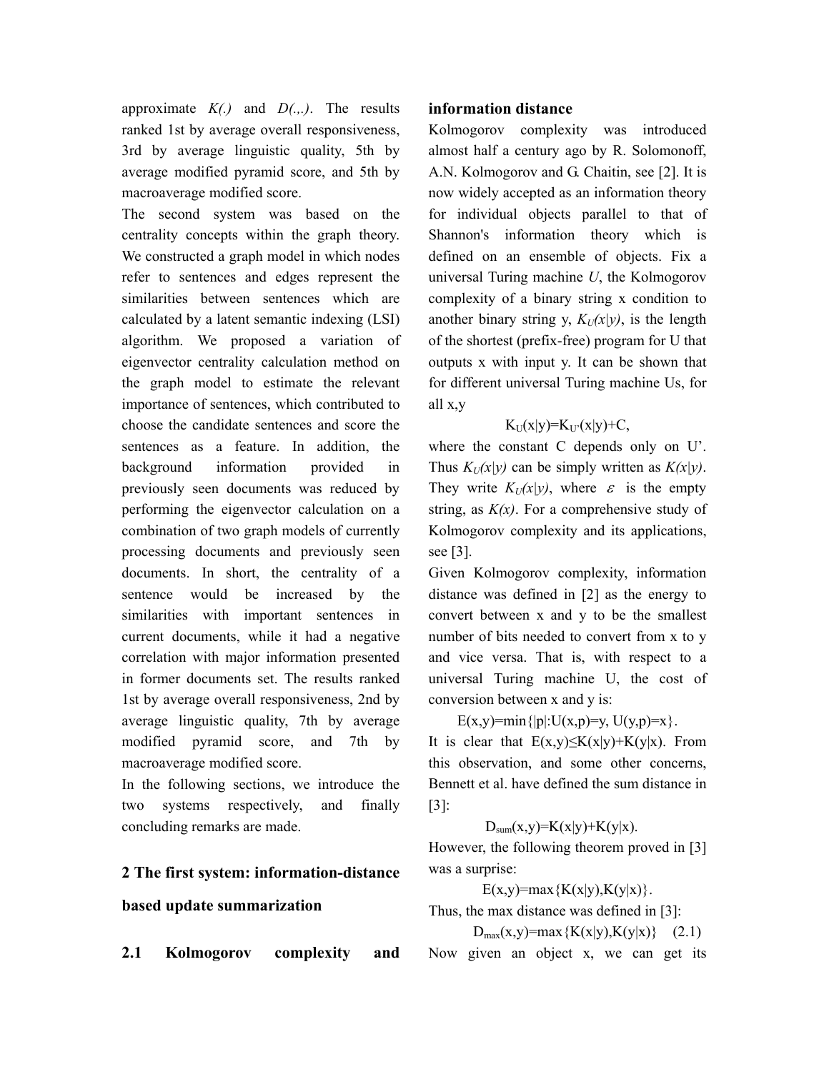approximate *K(.)* and *D(.,.)*. The results ranked 1st by average overall responsiveness, 3rd by average linguistic quality, 5th by average modified pyramid score, and 5th by macroaverage modified score.

The second system was based on the centrality concepts within the graph theory. We constructed a graph model in which nodes refer to sentences and edges represent the similarities between sentences which are calculated by a latent semantic indexing (LSI) algorithm. We proposed a variation of eigenvector centrality calculation method on the graph model to estimate the relevant importance of sentences, which contributed to choose the candidate sentences and score the sentences as a feature. In addition, the background information provided in previously seen documents was reduced by performing the eigenvector calculation on a combination of two graph models of currently processing documents and previously seen documents. In short, the centrality of a sentence would be increased by the similarities with important sentences in current documents, while it had a negative correlation with major information presented in former documents set. The results ranked 1st by average overall responsiveness, 2nd by average linguistic quality, 7th by average modified pyramid score, and 7th by macroaverage modified score.

In the following sections, we introduce the two systems respectively, and finally concluding remarks are made.

## 2 The first system: information-distance based update summarization

### 2.1 Kolmogorov complexity and information distance

Kolmogorov complexity was introduced almost half a century ago by R. Solomonoff, A.N. Kolmogorov and G. Chaitin, see [2]. It is now widely accepted as an information theory for individual objects parallel to that of Shannon's information theory which is defined on an ensemble of objects. Fix a universal Turing machine *U*, the Kolmogorov complexity of a binary string x condition to another binary string y, $K_U(x|y)$, is the length of the shortest (prefix-free) program for U that outputs x with input y. It can be shown that for different universal Turing machine Us, for all x,y

$$K_U(x|y)=K_{U'}(x|y)+C,$$

where the constant C depends only on U'. Thus $K_U(x|y)$ can be simply written as $K(x|y)$. They write $K_U(x|y)$, where $\varepsilon$ is the empty string, as $K(x)$. For a comprehensive study of Kolmogorov complexity and its applications, see [3].

Given Kolmogorov complexity, information distance was defined in [2] as the energy to convert between x and y to be the smallest number of bits needed to convert from x to y and vice versa. That is, with respect to a universal Turing machine U, the cost of conversion between x and y is:

$$E(x,y)=\min\{|p|:U(x,p)=y,\ U(y,p)=x\}.$$

It is clear that $E(x,y)\leq K(x|y)+K(y|x)$. From this observation, and some other concerns, Bennett et al. have defined the sum distance in [3]:

$$D_{sum}(x,y)=K(x|y)+K(y|x).$$

However, the following theorem proved in [3] was a surprise:

$$E(x,y)=\max\{K(x|y),K(y|x)\}.$$

Thus, the max distance was defined in [3]:

$$D_{max}(x,y)=\max\{K(x|y),K(y|x)\} \quad (2.1)$$

Now given an object x, we can get its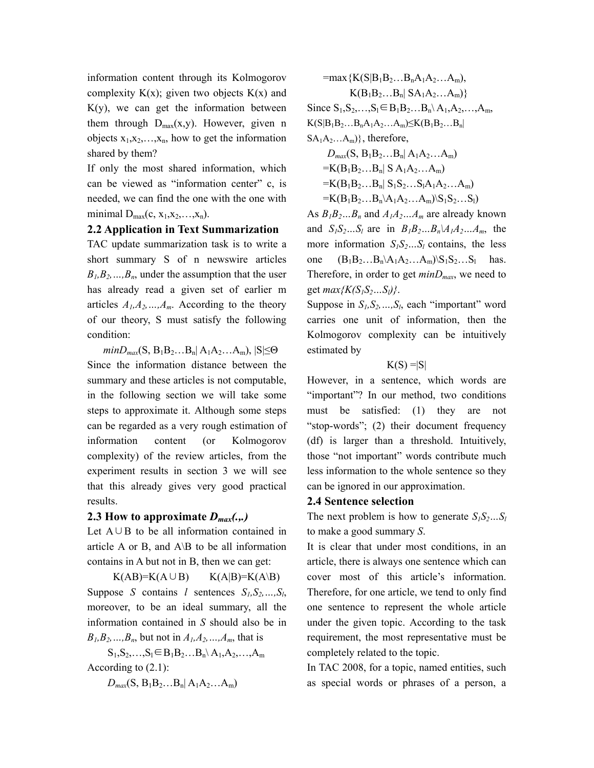information content through its Kolmogorov complexity K(x); given two objects K(x) and K(y), we can get the information between them through $D_{max}(x,y)$. However, given n objects $x_1,x_2,\dots,x_n$, how to get the information shared by them?

If only the most shared information, which can be viewed as "information center" c, is needed, we can find the one with the one with minimal $D_{max}(c, x_1,x_2,\dots,x_n)$.

## 2.2 Application in Text Summarization

TAC update summarization task is to write a short summary S of n newswire articles $B_1,B_2,\dots,B_n$, under the assumption that the user has already read a given set of earlier m articles $A_1,A_2,\dots,A_m$. According to the theory of our theory, S must satisfy the following condition:

$$minD_{max}(S, B_1B_2\dots B_n| A_1A_2\dots A_m),\ |S|\leq\Theta$$

Since the information distance between the summary and these articles is not computable, in the following section we will take some steps to approximate it. Although some steps can be regarded as a very rough estimation of information content (or Kolmogorov complexity) of the review articles, from the experiment results in section 3 we will see that this already gives very good practical results.

## 2.3 How to approximate $D_{max}(.,.)$

Let $A\cup B$ to be all information contained in article A or B, and A\B to be all information contains in A but not in B, then we can get:

$$K(AB)=K(A\cup B) \qquad K(A|B)=K(A\backslash B)$$

Suppose *S* contains *l* sentences $S_1,S_2,\dots,S_l$, moreover, to be an ideal summary, all the information contained in *S* should also be in $B_1,B_2,\dots,B_n$, but not in $A_1,A_2,\dots,A_m$, that is

$$S_1,S_2,\dots,S_l\in B_1B_2\dots B_n\backslash A_1,A_2,\dots,A_m$$

According to (2.1):

$$D_{max}(S, B_1B_2\dots B_n| A_1A_2\dots A_m)$$
$$=\max\{K(S|B_1B_2\dots B_nA_1A_2\dots A_m), K(B_1B_2\dots B_n| SA_1A_2\dots A_m)\}$$

Since $S_1,S_2,\dots,S_l\in B_1B_2\dots B_n\backslash A_1,A_2,\dots,A_m$, $K(S|B_1B_2\dots B_nA_1A_2\dots A_m)\leq K(B_1B_2\dots B_n| SA_1A_2\dots A_m)\}$, therefore,

$$D_{max}(S, B_1B_2\dots B_n| A_1A_2\dots A_m)$$
$$=K(B_1B_2\dots B_n| S A_1A_2\dots A_m)$$
$$=K(B_1B_2\dots B_n| S_1S_2\dots S_lA_1A_2\dots A_m)$$
$$=K(B_1B_2\dots B_n\backslash A_1A_2\dots A_m)\backslash S_1S_2\dots S_l)$$

As $B_1B_2\dots B_n$ and $A_1A_2\dots A_m$ are already known and $S_1S_2\dots S_l$ are in $B_1B_2\dots B_n\backslash A_1A_2\dots A_m$, the more information $S_1S_2\dots S_l$ contains, the less one $(B_1B_2\dots B_n\backslash A_1A_2\dots A_m)\backslash S_1S_2\dots S_l$ has. Therefore, in order to get $minD_{max}$, we need to get $max\{K(S_1S_2\dots S_l)\}$.

Suppose in $S_1,S_2,\dots,S_l$, each "important" word carries one unit of information, then the Kolmogorov complexity can be intuitively estimated by

$$K(S)=|S|$$

However, in a sentence, which words are "important"? In our method, two conditions must be satisfied: (1) they are not "stop-words"; (2) their document frequency (df) is larger than a threshold. Intuitively, those "not important" words contribute much less information to the whole sentence so they can be ignored in our approximation.

## 2.4 Sentence selection

The next problem is how to generate $S_1S_2\dots S_l$ to make a good summary *S*.

It is clear that under most conditions, in an article, there is always one sentence which can cover most of this article's information. Therefore, for one article, we tend to only find one sentence to represent the whole article under the given topic. According to the task requirement, the most representative must be completely related to the topic.

In TAC 2008, for a topic, named entities, such as special words or phrases of a person, a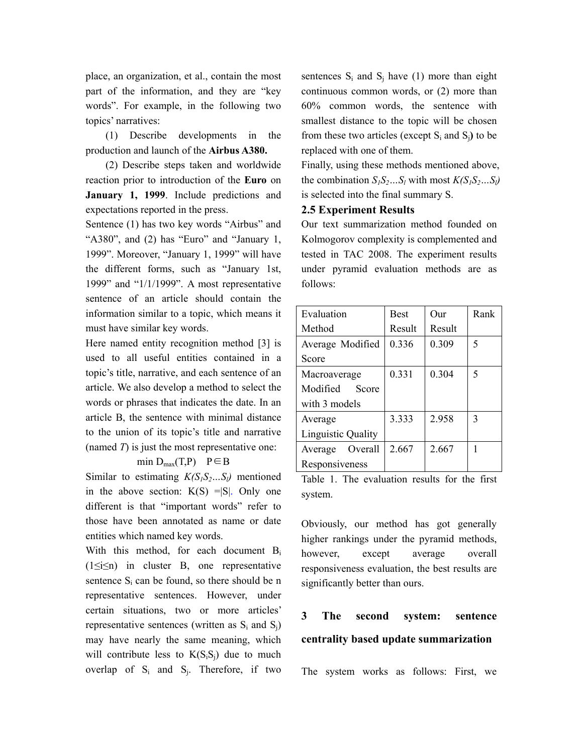place, an organization, et al., contain the most part of the information, and they are "key words". For example, in the following two topics' narratives:

(1) Describe developments in the production and launch of the **Airbus A380.**

(2) Describe steps taken and worldwide reaction prior to introduction of the **Euro** on **January 1, 1999**. Include predictions and expectations reported in the press.

Sentence (1) has two key words "Airbus" and "A380", and (2) has "Euro" and "January 1, 1999". Moreover, "January 1, 1999" will have the different forms, such as "January 1st, 1999" and "1/1/1999". A most representative sentence of an article should contain the information similar to a topic, which means it must have similar key words.

Here named entity recognition method [3] is used to all useful entities contained in a topic's title, narrative, and each sentence of an article. We also develop a method to select the words or phrases that indicates the date. In an article B, the sentence with minimal distance to the union of its topic's title and narrative (named *T*) is just the most representative one:

$$\min D_{max}(T,P) \quad P \in B$$

Similar to estimating $K(S_1S_2\ldots S_l)$ mentioned in the above section: K(S) =|S|. Only one different is that "important words" refer to those have been annotated as name or date entities which named key words.

With this method, for each document $B_i$ ($1 \le i \le n$) in cluster B, one representative sentence $S_i$ can be found, so there should be n representative sentences. However, under certain situations, two or more articles' representative sentences (written as $S_i$ and $S_j$) may have nearly the same meaning, which will contribute less to $K(S_iS_j)$ due to much overlap of $S_i$ and $S_j$. Therefore, if two sentences $S_i$ and $S_j$ have (1) more than eight continuous common words, or (2) more than 60% common words, the sentence with smallest distance to the topic will be chosen from these two articles (except $S_i$ and $S_j$**)** to be replaced with one of them.

Finally, using these methods mentioned above, the combination $S_1S_2\ldots S_l$ with most $K(S_1S_2\ldots S_l)$ is selected into the final summary S.

## 2.5 Experiment Results

Our text summarization method founded on Kolmogorov complexity is complemented and tested in TAC 2008. The experiment results under pyramid evaluation methods are as follows:

| Evaluation Method | Best Result | Our Result | Rank |
|---|---|---|---|
| Average Modified Score | 0.336 | 0.309 | 5 |
| Macroaverage Modified Score with 3 models | 0.331 | 0.304 | 5 |
| Average Linguistic Quality | 3.333 | 2.958 | 3 |
| Average Overall Responsiveness | 2.667 | 2.667 | 1 |

Table 1. The evaluation results for the first system.

Obviously, our method has got generally higher rankings under the pyramid methods, however, except average overall responsiveness evaluation, the best results are significantly better than ours.

# 3 The second system: sentence centrality based update summarization

The system works as follows: First, we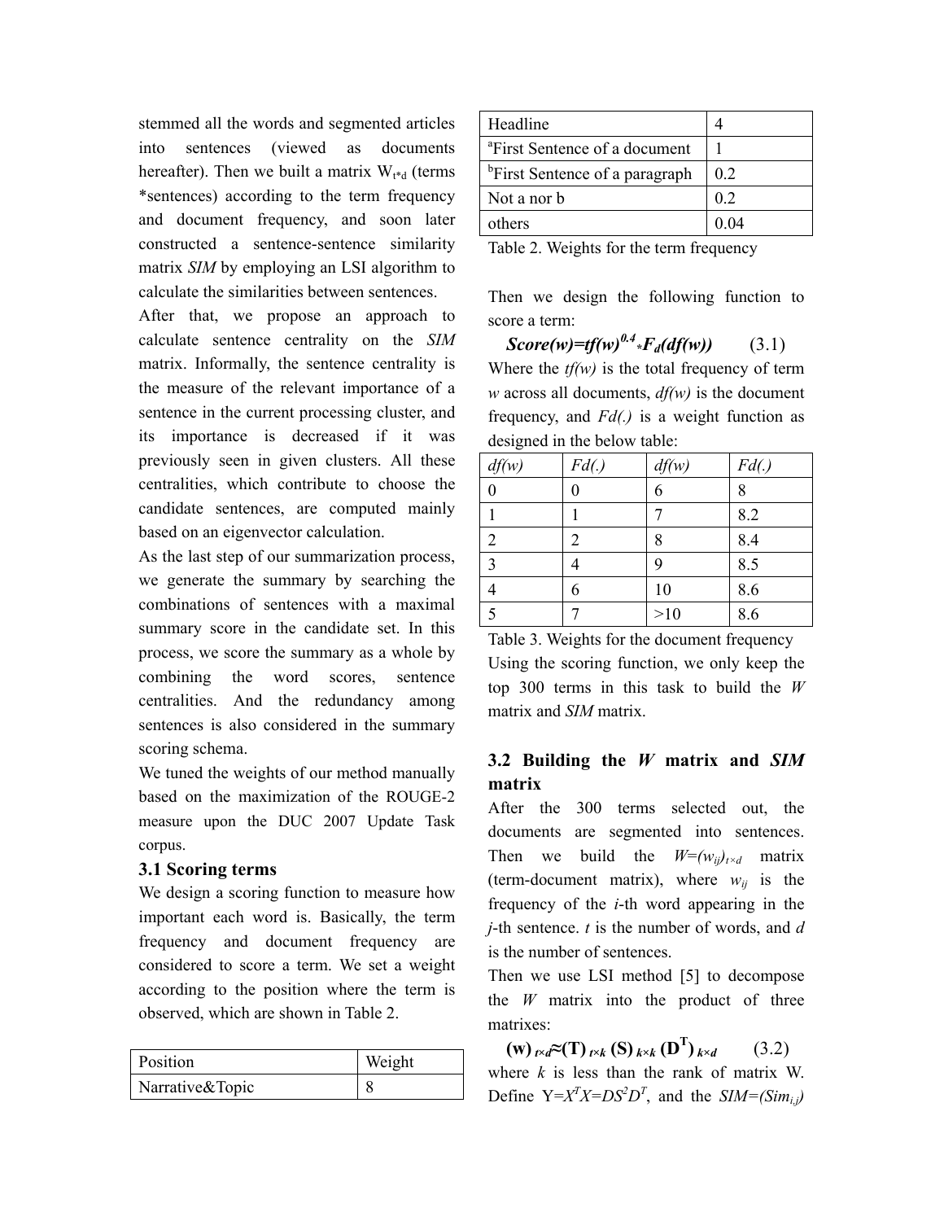stemmed all the words and segmented articles into sentences (viewed as documents hereafter). Then we built a matrix $W_{t*d}$ (terms *sentences) according to the term frequency and document frequency, and soon later constructed a sentence-sentence similarity matrix *SIM* by employing an LSI algorithm to calculate the similarities between sentences.

After that, we propose an approach to calculate sentence centrality on the *SIM* matrix. Informally, the sentence centrality is the measure of the relevant importance of a sentence in the current processing cluster, and its importance is decreased if it was previously seen in given clusters. All these centralities, which contribute to choose the candidate sentences, are computed mainly based on an eigenvector calculation.

As the last step of our summarization process, we generate the summary by searching the combinations of sentences with a maximal summary score in the candidate set. In this process, we score the summary as a whole by combining the word scores, sentence centralities. And the redundancy among sentences is also considered in the summary scoring schema.

We tuned the weights of our method manually based on the maximization of the ROUGE-2 measure upon the DUC 2007 Update Task corpus.

### 3.1 Scoring terms

We design a scoring function to measure how important each word is. Basically, the term frequency and document frequency are considered to score a term. We set a weight according to the position where the term is observed, which are shown in Table 2.

| Position | Weight |
|---|---|
| Narrative&Topic | 8 |
| Headline | 4 |
| [a]First Sentence of a document | 1 |
| [b]First Sentence of a paragraph | 0.2 |
| Not a nor b | 0.2 |
| others | 0.04 |

Table 2. Weights for the term frequency

Then we design the following function to score a term:

$$Score(w)=tf(w)^{0.4}*F_d(df(w)) \qquad (3.1)$$

Where the *tf(w)* is the total frequency of term *w* across all documents, *df(w)* is the document frequency, and *Fd(.)* is a weight function as designed in the below table:

| *df(w)* | *Fd(.)* | *df(w)* | *Fd(.)* |
|---|---|---|---|
| 0 | 0 | 6 | 8 |
| 1 | 1 | 7 | 8.2 |
| 2 | 2 | 8 | 8.4 |
| 3 | 4 | 9 | 8.5 |
| 4 | 6 | 10 | 8.6 |
| 5 | 7 | >10 | 8.6 |

Table 3. Weights for the document frequency

Using the scoring function, we only keep the top 300 terms in this task to build the *W* matrix and *SIM* matrix.

### 3.2 Building the *W* matrix and *SIM* matrix

After the 300 terms selected out, the documents are segmented into sentences. Then we build the $W=(w_{ij})_{t\times d}$ matrix (term-document matrix), where $w_{ij}$ is the frequency of the *i*-th word appearing in the *j*-th sentence. *t* is the number of words, and *d* is the number of sentences.

Then we use LSI method [5] to decompose the *W* matrix into the product of three matrixes:

$$(\mathbf{w})_{t\times d}\approx(\mathbf{T})_{t\times k}\,(\mathbf{S})_{k\times k}\,(\mathbf{D}^{\mathbf{T}})_{k\times d} \qquad (3.2)$$

where *k* is less than the rank of matrix W. Define $Y=X^TX=DS^2D^T$, and the $SIM=(Sim_{i,j})$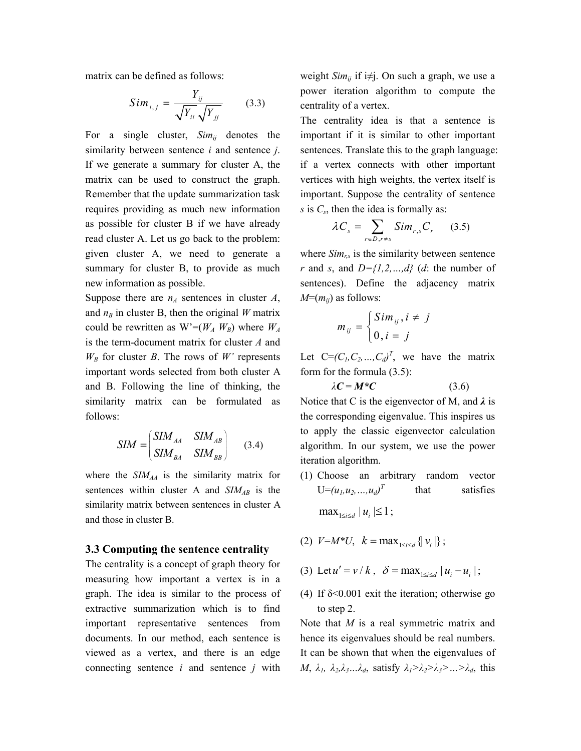matrix can be defined as follows:

$$Sim_{i,j} = \frac{Y_{ij}}{\sqrt{Y_{ii}}\sqrt{Y_{jj}}} \qquad (3.3)$$

For a single cluster, $Sim_{ij}$ denotes the similarity between sentence *i* and sentence *j*. If we generate a summary for cluster A, the matrix can be used to construct the graph. Remember that the update summarization task requires providing as much new information as possible for cluster B if we have already read cluster A. Let us go back to the problem: given cluster A, we need to generate a summary for cluster B, to provide as much new information as possible.

Suppose there are $n_A$ sentences in cluster *A*, and $n_B$ in cluster B, then the original *W* matrix could be rewritten as $W'=(W_A\ W_B)$ where $W_A$ is the term-document matrix for cluster *A* and $W_B$ for cluster *B*. The rows of *W'* represents important words selected from both cluster A and B. Following the line of thinking, the similarity matrix can be formulated as follows:

$$SIM = \begin{pmatrix} SIM_{AA} & SIM_{AB} \\ SIM_{BA} & SIM_{BB} \end{pmatrix} \qquad (3.4)$$

where the $SIM_{AA}$ is the similarity matrix for sentences within cluster A and $SIM_{AB}$ is the similarity matrix between sentences in cluster A and those in cluster B.

### 3.3 Computing the sentence centrality

The centrality is a concept of graph theory for measuring how important a vertex is in a graph. The idea is similar to the process of extractive summarization which is to find important representative sentences from documents. In our method, each sentence is viewed as a vertex, and there is an edge connecting sentence *i* and sentence *j* with weight $Sim_{ij}$ if $i \neq j$. On such a graph, we use a power iteration algorithm to compute the centrality of a vertex.

The centrality idea is that a sentence is important if it is similar to other important sentences. Translate this to the graph language: if a vertex connects with other important vertices with high weights, the vertex itself is important. Suppose the centrality of sentence *s* is $C_s$, then the idea is formally as:

$$\lambda C_s = \sum_{r \in D, r \neq s} Sim_{r,s} C_r \qquad (3.5)$$

where $Sim_{r,s}$ is the similarity between sentence *r* and *s*, and $D=\{1,2,\ldots,d\}$ (*d*: the number of sentences). Define the adjacency matrix $M=(m_{ij})$ as follows:

$$m_{ij} = \begin{cases} Sim_{ij}, i \neq j \\ 0, i = j \end{cases}$$

Let $C=(C_1,C_2,\ldots,C_d)^T$, we have the matrix form for the formula (3.5):

$$\lambda \boldsymbol{C} = \boldsymbol{M} * \boldsymbol{C} \qquad (3.6)$$

Notice that C is the eigenvector of M, and $\boldsymbol{\lambda}$ is the corresponding eigenvalue. This inspires us to apply the classic eigenvector calculation algorithm. In our system, we use the power iteration algorithm.

(1) Choose an arbitrary random vector $U=(u_1,u_2,\ldots,u_d)^T$ that satisfies $\max_{1 \le i \le d} |u_i| \le 1$;

(2) $V=M*U$, $k = \max_{1 \le i \le d}\{|v_i|\}$;

(3) Let $u' = v/k$, $\delta = \max_{1 \le i \le d} |u_i - u_i|$;

(4) If $\delta<0.001$ exit the iteration; otherwise go to step 2.

Note that *M* is a real symmetric matrix and hence its eigenvalues should be real numbers. It can be shown that when the eigenvalues of *M*, $\lambda_1, \lambda_2, \lambda_3 \ldots \lambda_d$, satisfy $\lambda_1>\lambda_2>\lambda_3>\ldots>\lambda_d$, this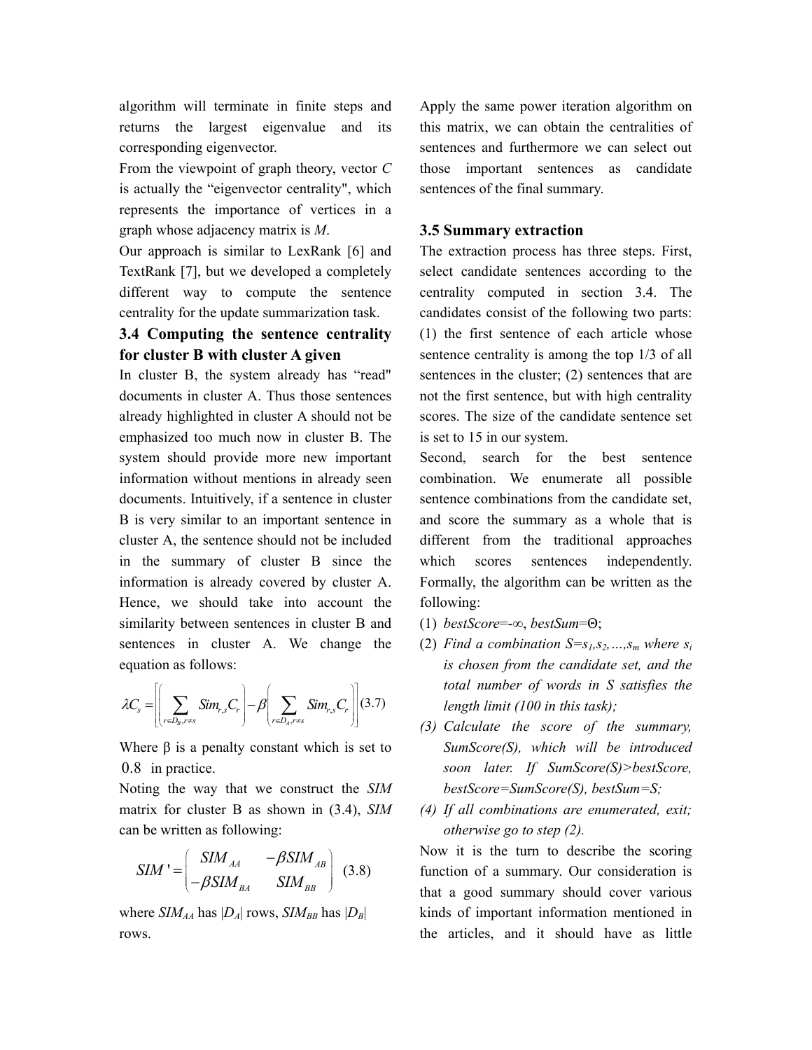algorithm will terminate in finite steps and returns the largest eigenvalue and its corresponding eigenvector.

From the viewpoint of graph theory, vector $C$ is actually the “eigenvector centrality", which represents the importance of vertices in a graph whose adjacency matrix is $M$.

Our approach is similar to LexRank [6] and TextRank [7], but we developed a completely different way to compute the sentence centrality for the update summarization task.

### 3.4 Computing the sentence centrality for cluster B with cluster A given

In cluster B, the system already has “read" documents in cluster A. Thus those sentences already highlighted in cluster A should not be emphasized too much now in cluster B. The system should provide more new important information without mentions in already seen documents. Intuitively, if a sentence in cluster B is very similar to an important sentence in cluster A, the sentence should not be included in the summary of cluster B since the information is already covered by cluster A. Hence, we should take into account the similarity between sentences in cluster B and sentences in cluster A. We change the equation as follows:

$$\lambda C_s = \left[ \left( \sum_{r \in D_B, r \neq s} Sim_{r,s} C_r \right) - \beta \left( \sum_{r \in D_A, r \neq s} Sim_{r,s} C_r \right) \right] \quad (3.7)$$

Where β is a penalty constant which is set to 0.8 in practice.

Noting the way that we construct the *SIM* matrix for cluster B as shown in (3.4), *SIM* can be written as following:

$$SIM' = \begin{pmatrix} SIM_{AA} & -\beta SIM_{AB} \\ -\beta SIM_{BA} & SIM_{BB} \end{pmatrix} \quad (3.8)$$

where $SIM_{AA}$ has $|D_A|$ rows, $SIM_{BB}$ has $|D_B|$ rows.

Apply the same power iteration algorithm on this matrix, we can obtain the centralities of sentences and furthermore we can select out those important sentences as candidate sentences of the final summary.

### 3.5 Summary extraction

The extraction process has three steps. First, select candidate sentences according to the centrality computed in section 3.4. The candidates consist of the following two parts: (1) the first sentence of each article whose sentence centrality is among the top 1/3 of all sentences in the cluster; (2) sentences that are not the first sentence, but with high centrality scores. The size of the candidate sentence set is set to 15 in our system.

Second, search for the best sentence combination. We enumerate all possible sentence combinations from the candidate set, and score the summary as a whole that is different from the traditional approaches which scores sentences independently. Formally, the algorithm can be written as the following:

(1) *bestScore*=-∞, *bestSum*=Θ;
(2) *Find a combination $S=s_1,s_2,\ldots,s_m$ where $s_i$ is chosen from the candidate set, and the total number of words in S satisfies the length limit (100 in this task);*
(3) *Calculate the score of the summary, SumScore(S), which will be introduced soon later. If SumScore(S)>bestScore, bestScore=SumScore(S), bestSum=S;*
(4) *If all combinations are enumerated, exit; otherwise go to step (2).*

Now it is the turn to describe the scoring function of a summary. Our consideration is that a good summary should cover various kinds of important information mentioned in the articles, and it should have as little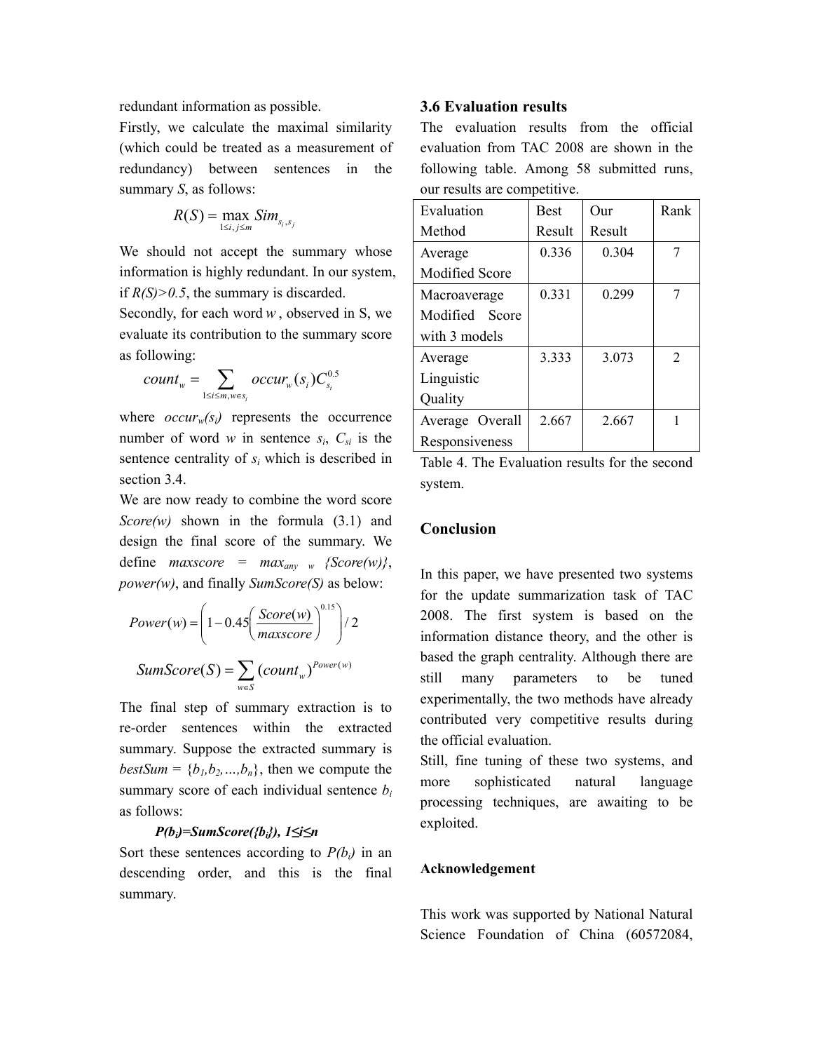redundant information as possible.

Firstly, we calculate the maximal similarity (which could be treated as a measurement of redundancy) between sentences in the summary *S*, as follows:

$$R(S) = \max_{1 \le i,j \le m} Sim_{s_i, s_j}$$

We should not accept the summary whose information is highly redundant. In our system, if $R(S) > 0.5$, the summary is discarded.

Secondly, for each word $w$, observed in S, we evaluate its contribution to the summary score as following:

$$count_w = \sum_{1 \le i \le m, w \in s_i} occur_w(s_i) C_{s_i}^{0.5}$$

where $occur_w(s_i)$ represents the occurrence number of word $w$ in sentence $s_i$, $C_{si}$ is the sentence centrality of $s_i$ which is described in section 3.4.

We are now ready to combine the word score *Score(w)* shown in the formula (3.1) and design the final score of the summary. We define $maxscore = max_{any\ w}\{Score(w)\}$, *power(w)*, and finally *SumScore(S)* as below:

$$Power(w) = \left(1 - 0.45\left(\frac{Score(w)}{maxscore}\right)^{0.15}\right) / 2$$

$$SumScore(S) = \sum_{w \in S} (count_w)^{Power(w)}$$

The final step of summary extraction is to re-order sentences within the extracted summary. Suppose the extracted summary is $bestSum = \{b_1, b_2, \ldots, b_n\}$, then we compute the summary score of each individual sentence $b_i$ as follows:

$$P(b_i) = SumScore(\{b_i\}),\ 1 \le i \le n$$

Sort these sentences according to $P(b_i)$ in an descending order, and this is the final summary.

### 3.6 Evaluation results

The evaluation results from the official evaluation from TAC 2008 are shown in the following table. Among 58 submitted runs, our results are competitive.

| Evaluation Method | Best Result | Our Result | Rank |
|---|---|---|---|
| Average Modified Score | 0.336 | 0.304 | 7 |
| Macroaverage Modified Score with 3 models | 0.331 | 0.299 | 7 |
| Average Linguistic Quality | 3.333 | 3.073 | 2 |
| Average Overall Responsiveness | 2.667 | 2.667 | 1 |

Table 4. The Evaluation results for the second system.

## Conclusion

In this paper, we have presented two systems for the update summarization task of TAC 2008. The first system is based on the information distance theory, and the other is based the graph centrality. Although there are still many parameters to be tuned experimentally, the two methods have already contributed very competitive results during the official evaluation.

Still, fine tuning of these two systems, and more sophisticated natural language processing techniques, are awaiting to be exploited.

**Acknowledgement**

This work was supported by National Natural Science Foundation of China (60572084,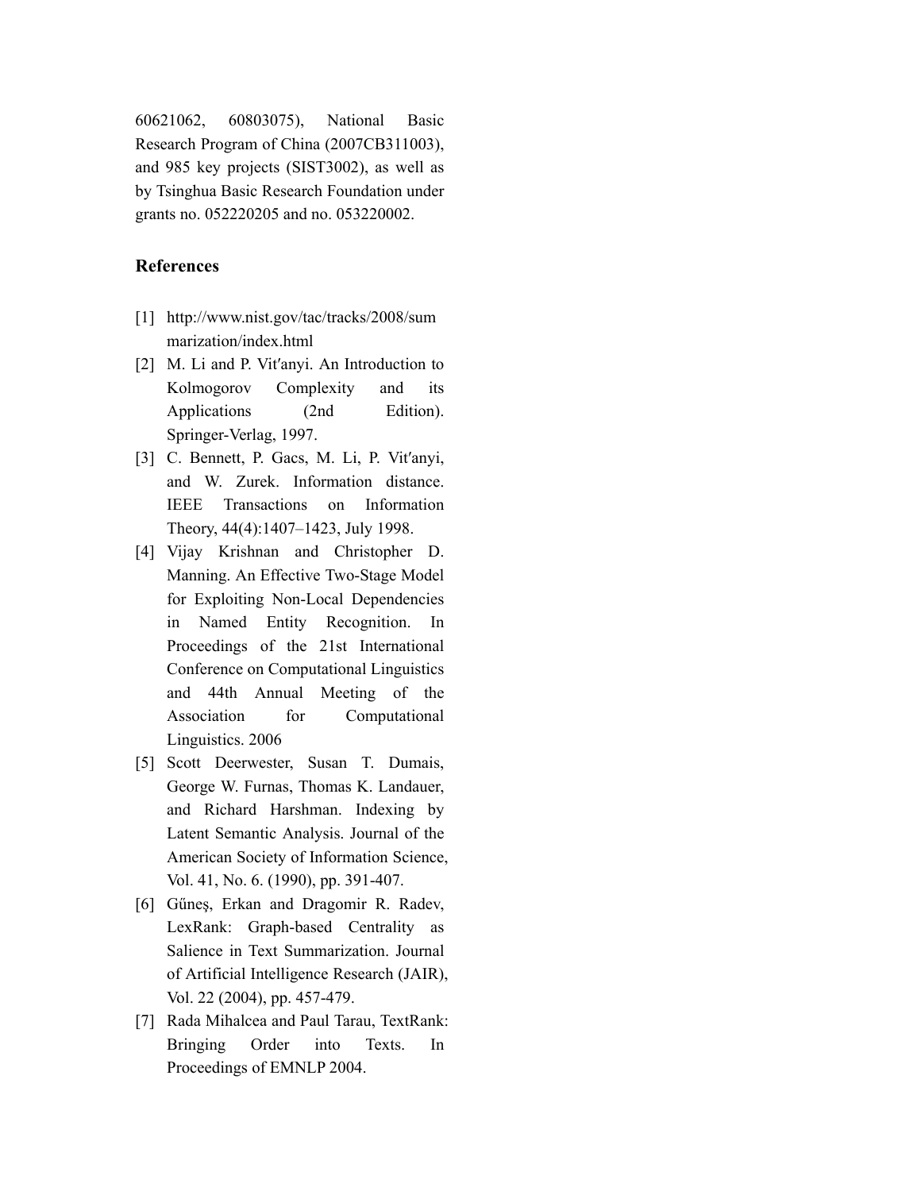60621062, 60803075), National Basic Research Program of China (2007CB311003), and 985 key projects (SIST3002), as well as by Tsinghua Basic Research Foundation under grants no. 052220205 and no. 053220002.

## References

[1] http://www.nist.gov/tac/tracks/2008/summarization/index.html

[2] M. Li and P. Vit′anyi. An Introduction to Kolmogorov Complexity and its Applications (2nd Edition). Springer-Verlag, 1997.

[3] C. Bennett, P. Gacs, M. Li, P. Vit′anyi, and W. Zurek. Information distance. IEEE Transactions on Information Theory, 44(4):1407–1423, July 1998.

[4] Vijay Krishnan and Christopher D. Manning. An Effective Two-Stage Model for Exploiting Non-Local Dependencies in Named Entity Recognition. In Proceedings of the 21st International Conference on Computational Linguistics and 44th Annual Meeting of the Association for Computational Linguistics. 2006

[5] Scott Deerwester, Susan T. Dumais, George W. Furnas, Thomas K. Landauer, and Richard Harshman. Indexing by Latent Semantic Analysis. Journal of the American Society of Information Science, Vol. 41, No. 6. (1990), pp. 391-407.

[6] Gűneş, Erkan and Dragomir R. Radev, LexRank: Graph-based Centrality as Salience in Text Summarization. Journal of Artificial Intelligence Research (JAIR), Vol. 22 (2004), pp. 457-479.

[7] Rada Mihalcea and Paul Tarau, TextRank: Bringing Order into Texts. In Proceedings of EMNLP 2004.